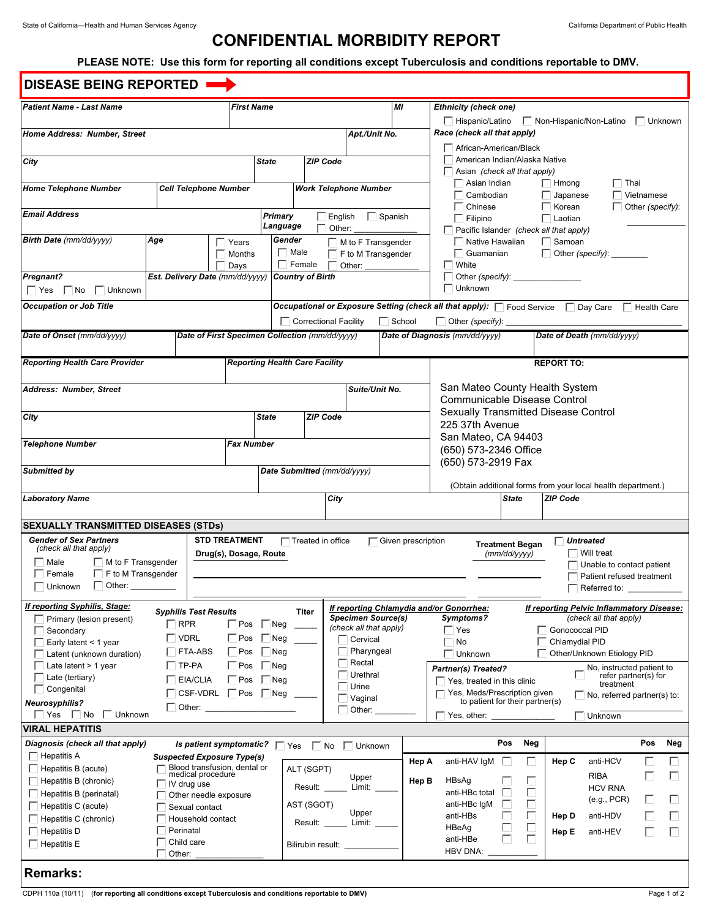State of California—Health and Human Services Agency | California Department of Public Health

# CONFIDENTIAL MORBIDITY REPORT

**PLEASE NOTE: Use this form for reporting all conditions except Tuberculosis and conditions reportable to DMV.**

## DISEASE BEING REPORTED

| Patient Name - Last Name | First Name | MI |
|---|---|---|
| | | |

| Home Address: Number, Street | Apt./Unit No. |
|---|---|
| | |

| City | State | ZIP Code |
|---|---|---|
| | | |

| Home Telephone Number | Cell Telephone Number | Work Telephone Number |
|---|---|---|
| | | |

**Email Address**

**Primary Language** ☐ English ☐ Spanish ☐ Other: ______

**Birth Date** *(mm/dd/yyyy)*

**Age** ☐ Years ☐ Months ☐ Days

**Gender** ☐ Male ☐ Female ☐ M to F Transgender ☐ F to M Transgender ☐ Other: ______

**Pregnant?** ☐ Yes ☐ No ☐ Unknown

**Est. Delivery Date** *(mm/dd/yyyy)*

**Country of Birth**

***Ethnicity (check one)***
☐ Hispanic/Latino ☐ Non-Hispanic/Non-Latino ☐ Unknown

***Race (check all that apply)***
- ☐ African-American/Black
- ☐ American Indian/Alaska Native
- ☐ Asian *(check all that apply)*
  - ☐ Asian Indian ☐ Hmong ☐ Thai
  - ☐ Cambodian ☐ Japanese ☐ Vietnamese
  - ☐ Chinese ☐ Korean ☐ Other *(specify)*: ______
  - ☐ Filipino ☐ Laotian
- ☐ Pacific Islander *(check all that apply)*
  - ☐ Native Hawaiian ☐ Samoan
  - ☐ Guamanian ☐ Other *(specify)*: ______
- ☐ White
- ☐ Other *(specify)*: ______
- ☐ Unknown

**Occupation or Job Title**

***Occupational or Exposure Setting (check all that apply):*** ☐ Food Service ☐ Day Care ☐ Health Care ☐ Correctional Facility ☐ School ☐ Other *(specify)*: ______

| Date of Onset *(mm/dd/yyyy)* | Date of First Specimen Collection *(mm/dd/yyyy)* | Date of Diagnosis *(mm/dd/yyyy)* | Date of Death *(mm/dd/yyyy)* |
|---|---|---|---|
| | | | |

| Reporting Health Care Provider | Reporting Health Care Facility |
|---|---|
| | |

| Address: Number, Street | Suite/Unit No. |
|---|---|
| | |

| City | State | ZIP Code |
|---|---|---|
| | | |

| Telephone Number | Fax Number |
|---|---|
| | |

| Submitted by | Date Submitted *(mm/dd/yyyy)* |
|---|---|
| | |

**REPORT TO:**

San Mateo County Health System
Communicable Disease Control
Sexually Transmitted Disease Control
225 37th Avenue
San Mateo, CA 94403
(650) 573-2346 Office
(650) 573-2919 Fax

(Obtain additional forms from your local health department.)

| Laboratory Name | City | State | ZIP Code |
|---|---|---|---|
| | | | |

## SEXUALLY TRANSMITTED DISEASES (STDs)

***Gender of Sex Partners*** *(check all that apply)*
☐ Male ☐ M to F Transgender ☐ Female ☐ F to M Transgender ☐ Unknown ☐ Other: ______

**STD TREATMENT** ☐ Treated in office ☐ Given prescription

**Drug(s), Dosage, Route** ______

**Treatment Began** *(mm/dd/yyyy)* ______

☐ ***Untreated***
- ☐ Will treat
- ☐ Unable to contact patient
- ☐ Patient refused treatment
- ☐ Referred to: ______

***If reporting Syphilis, Stage:***
- ☐ Primary (lesion present)
- ☐ Secondary
- ☐ Early latent < 1 year
- ☐ Latent (unknown duration)
- ☐ Late latent > 1 year
- ☐ Late (tertiary)
- ☐ Congenital

***Neurosyphilis?*** ☐ Yes ☐ No ☐ Unknown

**Syphilis Test Results**

| Test | Pos | Neg | Titer |
|---|---|---|---|
| ☐ RPR | ☐ | ☐ | ______ |
| ☐ VDRL | ☐ | ☐ | ______ |
| ☐ FTA-ABS | ☐ | ☐ | |
| ☐ TP-PA | ☐ | ☐ | |
| ☐ EIA/CLIA | ☐ | ☐ | |
| ☐ CSF-VDRL | ☐ | ☐ | ______ |
| ☐ Other: ______ | | | |

***If reporting Chlamydia and/or Gonorrhea:***

**Specimen Source(s)** *(check all that apply)*
☐ Cervical ☐ Pharyngeal ☐ Rectal ☐ Urethral ☐ Urine ☐ Vaginal ☐ Other: ______

**Symptoms?** ☐ Yes ☐ No ☐ Unknown

***If reporting Pelvic Inflammatory Disease:*** *(check all that apply)*
☐ Gonococcal PID ☐ Chlamydial PID ☐ Other/Unknown Etiology PID

***Partner(s) Treated?***
- ☐ Yes, treated in this clinic
- ☐ Yes, Meds/Prescription given to patient for their partner(s)
- ☐ Yes, other: ______
- ☐ No, instructed patient to refer partner(s) for treatment
- ☐ No, referred partner(s) to: ______
- ☐ Unknown

## VIRAL HEPATITIS

***Diagnosis (check all that apply)***
- ☐ Hepatitis A
- ☐ Hepatitis B (acute)
- ☐ Hepatitis B (chronic)
- ☐ Hepatitis B (perinatal)
- ☐ Hepatitis C (acute)
- ☐ Hepatitis C (chronic)
- ☐ Hepatitis D
- ☐ Hepatitis E

***Is patient symptomatic?*** ☐ Yes ☐ No ☐ Unknown

***Suspected Exposure Type(s)***
- ☐ Blood transfusion, dental or medical procedure
- ☐ IV drug use
- ☐ Other needle exposure
- ☐ Sexual contact
- ☐ Household contact
- ☐ Perinatal
- ☐ Child care
- ☐ Other: ______

ALT (SGPT) Result: ______ Upper Limit: ______

AST (SGOT) Result: ______ Upper Limit: ______

Bilirubin result: ______

| | Test | Pos | Neg |
|---|---|---|---|
| **Hep A** | anti-HAV IgM | ☐ | ☐ |
| **Hep B** | HBsAg | ☐ | ☐ |
| | anti-HBc total | ☐ | ☐ |
| | anti-HBc IgM | ☐ | ☐ |
| | anti-HBs | ☐ | ☐ |
| | HBeAg | ☐ | ☐ |
| | anti-HBe | ☐ | ☐ |
| | HBV DNA: ______ | | |

| | Test | Pos | Neg |
|---|---|---|---|
| **Hep C** | anti-HCV | ☐ | ☐ |
| | RIBA | ☐ | ☐ |
| | HCV RNA (e.g., PCR) | ☐ | ☐ |
| **Hep D** | anti-HDV | ☐ | ☐ |
| **Hep E** | anti-HEV | ☐ | ☐ |

## Remarks:

CDPH 110a (10/11) (**for reporting all conditions except Tuberculosis and conditions reportable to DMV**)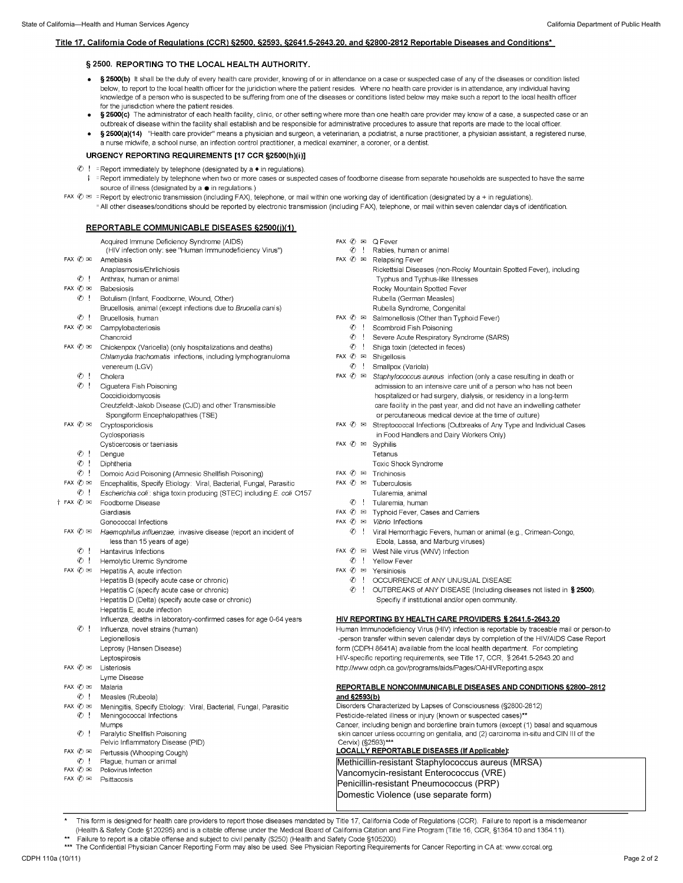## Title 17, California Code of Regulations (CCR) §2500, §2593, §2641.5-2643.20, and §2800-2812 Reportable Diseases and Conditions*

### § 2500. REPORTING TO THE LOCAL HEALTH AUTHORITY.

- **§ 2500(b)** It shall be the duty of every health care provider, knowing of or in attendance on a case or suspected case of any of the diseases or condition listed below, to report to the local health officer for the juridiction where the patient resides. Where no health care provider is in attendance, any individual having knowledge of a person who is suspected to be suffering from one of the diseases or conditions listed below may make such a report to the local health officer for the jurisdiction where the patient resides.
- **§ 2500(c)** The administrator of each health facility, clinic, or other setting where more than one health care provider may know of a case, a suspected case or an outbreak of disease within the facility shall establish and be responsible for administrative procedures to assure that reports are made to the local officer.
- **§ 2500(a)(14)** "Health care provider" means a physician and surgeon, a veterinarian, a podiatrist, a nurse practitioner, a physician assistant, a registered nurse, a nurse midwife, a school nurse, an infection control practitioner, a medical examiner, a coroner, or a dentist.

#### URGENCY REPORTING REQUIREMENTS [17 CCR §2500(h)(i)]

✆ ! = Report immediately by telephone (designated by a ♦ in regulations).

† = Report immediately by telephone when two or more cases or suspected cases of foodborne disease from separate households are suspected to have the same source of illness (designated by a ● in regulations.)

FAX ✆ ✉ = Report by electronic transmission (including FAX), telephone, or mail within one working day of identification (designated by a + in regulations).

= All other diseases/conditions should be reported by electronic transmission (including FAX), telephone, or mail within seven calendar days of identification.

#### REPORTABLE COMMUNICABLE DISEASES §2500(j)(1)

| | |
|---|---|
| | Acquired Immune Deficiency Syndrome (AIDS) (HIV infection only: see "Human Immunodeficiency Virus") |
| FAX ✆ ✉ | Amebiasis |
| | Anaplasmosis/Ehrlichiosis |
| ✆ ! | Anthrax, human or animal |
| FAX ✆ ✉ | Babesiosis |
| ✆ ! | Botulism (Infant, Foodborne, Wound, Other) |
| | Brucellosis, animal (except infections due to *Brucella canis*) |
| ✆ ! | Brucellosis, human |
| FAX ✆ ✉ | Campylobacteriosis |
| | Chancroid |
| FAX ✆ ✉ | Chickenpox (Varicella) (only hospitalizations and deaths) |
| | *Chlamydia trachomatis* infections, including lymphogranuloma venereum (LGV) |
| ✆ ! | Cholera |
| ✆ ! | Ciguatera Fish Poisoning |
| | Coccidioidomycosis |
| | Creutzfeldt-Jakob Disease (CJD) and other Transmissible Spongiform Encephalopathies (TSE) |
| FAX ✆ ✉ | Cryptosporidiosis |
| | Cyclosporiasis |
| | Cysticercosis or taeniasis |
| ✆ ! | Dengue |
| ✆ ! | Diphtheria |
| ✆ ! | Domoic Acid Poisoning (Amnesic Shellfish Poisoning) |
| FAX ✆ ✉ | Encephalitis, Specify Etiology: Viral, Bacterial, Fungal, Parasitic |
| ✆ ! | *Escherichia coli*: shiga toxin producing (STEC) including *E. coli* O157 |
| † FAX ✆ ✉ | Foodborne Disease |
| | Giardiasis |
| | Gonococcal Infections |
| FAX ✆ ✉ | *Haemophilus influenzae*, invasive disease (report an incident of less than 15 years of age) |
| ✆ ! | Hantavirus Infections |
| ✆ ! | Hemolytic Uremic Syndrome |
| FAX ✆ ✉ | Hepatitis A, acute infection |
| | Hepatitis B (specify acute case or chronic) |
| | Hepatitis C (specify acute case or chronic) |
| | Hepatitis D (Delta) (specify acute case or chronic) |
| | Hepatitis E, acute infection |
| | Influenza, deaths in laboratory-confirmed cases for age 0-64 years |
| ✆ ! | Influenza, novel strains (human) |
| | Legionellosis |
| | Leprosy (Hansen Disease) |
| | Leptospirosis |
| FAX ✆ ✉ | Listeriosis |
| | Lyme Disease |
| FAX ✆ ✉ | Malaria |
| ✆ ! | Measles (Rubeola) |
| FAX ✆ ✉ | Meningitis, Specify Etiology: Viral, Bacterial, Fungal, Parasitic |
| ✆ ! | Meningococcal Infections |
| | Mumps |
| ✆ ! | Paralytic Shellfish Poisoning |
| | Pelvic Inflammatory Disease (PID) |
| FAX ✆ ✉ | Pertussis (Whooping Cough) |
| ✆ ! | Plague, human or animal |
| FAX ✆ ✉ | Poliovirus Infection |
| FAX ✆ ✉ | Psittacosis |
| FAX ✆ ✉ | Q Fever |
| ✆ ! | Rabies, human or animal |
| FAX ✆ ✉ | Relapsing Fever |
| | Rickettsial Diseases (non-Rocky Mountain Spotted Fever), including Typhus and Typhus-like Illnesses |
| | Rocky Mountain Spotted Fever |
| | Rubella (German Measles) |
| | Rubella Syndrome, Congenital |
| FAX ✆ ✉ | Salmonellosis (Other than Typhoid Fever) |
| ✆ ! | Scombroid Fish Poisoning |
| ✆ ! | Severe Acute Respiratory Syndrome (SARS) |
| ✆ ! | Shiga toxin (detected in feces) |
| FAX ✆ ✉ | Shigellosis |
| ✆ ! | Smallpox (Variola) |
| FAX ✆ ✉ | *Staphylococcus aureus* infection (only a case resulting in death or admission to an intensive care unit of a person who has not been hospitalized or had surgery, dialysis, or residency in a long-term care facility in the past year, and did not have an indwelling catheter or percutaneous medical device at the time of culture) |
| FAX ✆ ✉ | Streptococcal Infections (Outbreaks of Any Type and Individual Cases in Food Handlers and Dairy Workers Only) |
| FAX ✆ ✉ | Syphilis |
| | Tetanus |
| | Toxic Shock Syndrome |
| FAX ✆ ✉ | Trichinosis |
| FAX ✆ ✉ | Tuberculosis |
| | Tularemia, animal |
| ✆ ! | Tularemia, human |
| FAX ✆ ✉ | Typhoid Fever, Cases and Carriers |
| FAX ✆ ✉ | *Vibrio* Infections |
| ✆ ! | Viral Hemorrhagic Fevers, human or animal (e.g., Crimean-Congo, Ebola, Lassa, and Marburg viruses) |
| FAX ✆ ✉ | West Nile virus (WNV) Infection |
| ✆ ! | Yellow Fever |
| FAX ✆ ✉ | Yersiniosis |
| ✆ ! | OCCURRENCE of ANY UNUSUAL DISEASE |
| ✆ ! | OUTBREAKS of ANY DISEASE (Including diseases not listed in **§ 2500**). Specify if institutional and/or open community. |

#### HIV REPORTING BY HEALTH CARE PROVIDERS § 2641.5-2643.20

Human Immunodeficiency Virus (HIV) infection is reportable by traceable mail or person-to-person transfer within seven calendar days by completion of the HIV/AIDS Case Report form (CDPH 8641A) available from the local health department. For completing HIV-specific reporting requirements, see Title 17, CCR, § 2641.5-2643.20 and http://www.cdph.ca.gov/programs/aids/Pages/OAHIVReporting.aspx

#### REPORTABLE NONCOMMUNICABLE DISEASES AND CONDITIONS §2800–2812 and §2593(b)

Disorders Characterized by Lapses of Consciousness (§2800-2812)

Pesticide-related illness or injury (known or suspected cases)**

Cancer, including benign and borderline brain tumors (except (1) basal and squamous skin cancer unless occurring on genitalia, and (2) carcinoma in-situ and CIN III of the Cervix) (§2593)***

#### LOCALLY REPORTABLE DISEASES (If Applicable):

Methicillin-resistant Staphylococcus aureus (MRSA)

Vancomycin-resistant Enterococcus (VRE)

Penicillin-resistant Pneumococcus (PRP)

Domestic Violence (use separate form)

---

\* This form is designed for health care providers to report those diseases mandated by Title 17, California Code of Regulations (CCR). Failure to report is a misdemeanor (Health & Safety Code §120295) and is a citable offense under the Medical Board of California Citation and Fine Program (Title 16, CCR, §1364.10 and 1364.11).

** Failure to report is a citable offense and subject to civil penalty ($250) (Health and Safety Code §105200).

*** The Confidential Physician Cancer Reporting Form may also be used. See Physician Reporting Requirements for Cancer Reporting in CA at: www.ccrcal.org.

CDPH 110a (10/11)